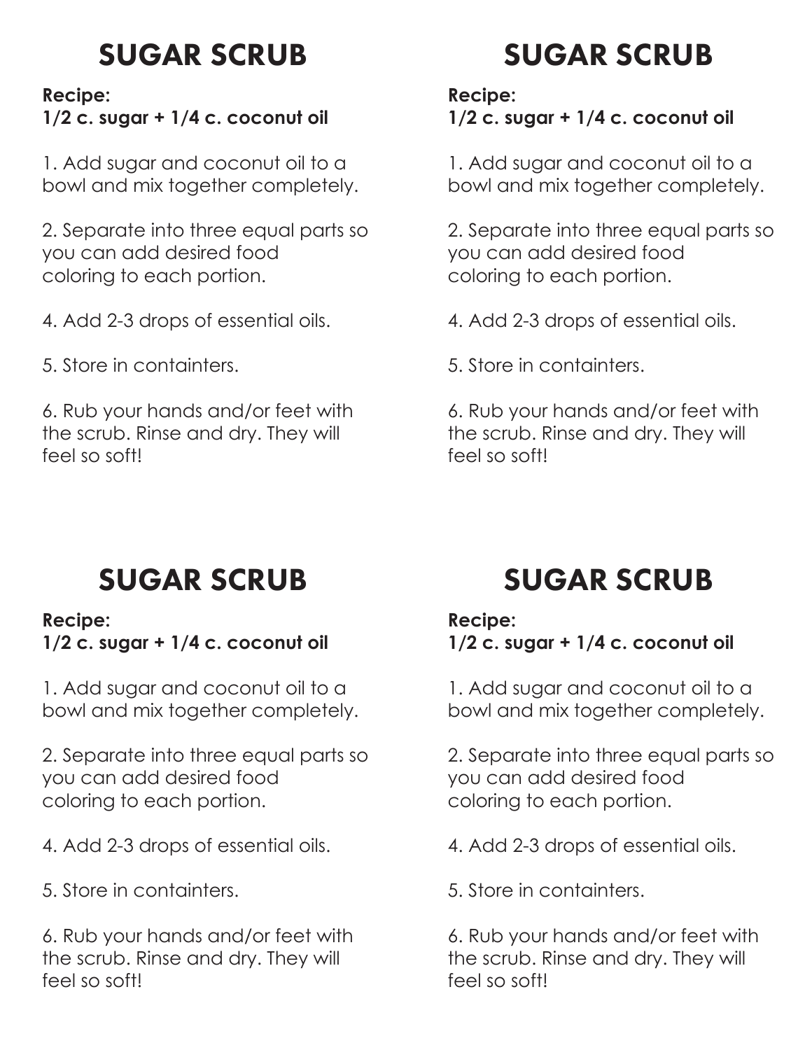# SUGAR SCRUB

**Recipe:**
**1/2 c. sugar + 1/4 c. coconut oil**

1. Add sugar and coconut oil to a bowl and mix together completely.

2. Separate into three equal parts so you can add desired food coloring to each portion.

4. Add 2-3 drops of essential oils.

5. Store in containters.

6. Rub your hands and/or feet with the scrub. Rinse and dry. They will feel so soft!

# SUGAR SCRUB

**Recipe:**
**1/2 c. sugar + 1/4 c. coconut oil**

1. Add sugar and coconut oil to a bowl and mix together completely.

2. Separate into three equal parts so you can add desired food coloring to each portion.

4. Add 2-3 drops of essential oils.

5. Store in containters.

6. Rub your hands and/or feet with the scrub. Rinse and dry. They will feel so soft!

# SUGAR SCRUB

**Recipe:**
**1/2 c. sugar + 1/4 c. coconut oil**

1. Add sugar and coconut oil to a bowl and mix together completely.

2. Separate into three equal parts so you can add desired food coloring to each portion.

4. Add 2-3 drops of essential oils.

5. Store in containters.

6. Rub your hands and/or feet with the scrub. Rinse and dry. They will feel so soft!

# SUGAR SCRUB

**Recipe:**
**1/2 c. sugar + 1/4 c. coconut oil**

1. Add sugar and coconut oil to a bowl and mix together completely.

2. Separate into three equal parts so you can add desired food coloring to each portion.

4. Add 2-3 drops of essential oils.

5. Store in containters.

6. Rub your hands and/or feet with the scrub. Rinse and dry. They will feel so soft!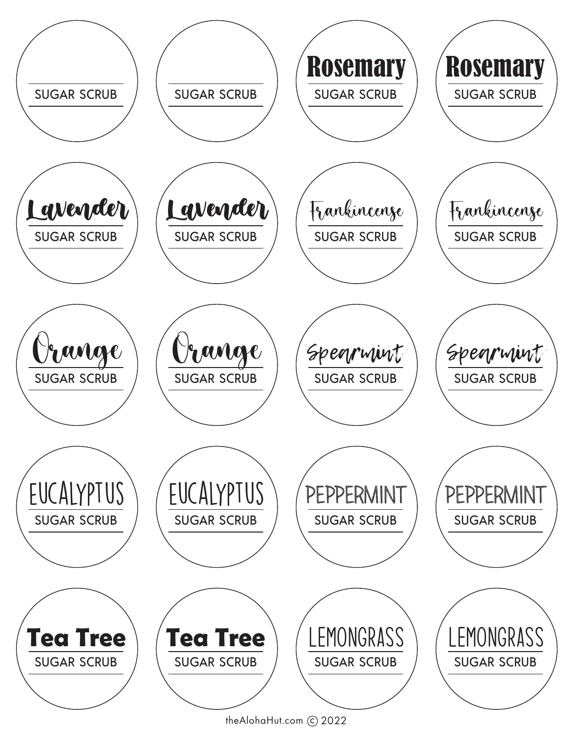SUGAR SCRUB

SUGAR SCRUB

Rosemary
SUGAR SCRUB

Rosemary
SUGAR SCRUB

Lavender
SUGAR SCRUB

Lavender
SUGAR SCRUB

Frankincense
SUGAR SCRUB

Frankincense
SUGAR SCRUB

Orange
SUGAR SCRUB

Orange
SUGAR SCRUB

Spearmint
SUGAR SCRUB

Spearmint
SUGAR SCRUB

EUCALYPTUS
SUGAR SCRUB

EUCALYPTUS
SUGAR SCRUB

PEPPERMINT
SUGAR SCRUB

PEPPERMINT
SUGAR SCRUB

Tea Tree
SUGAR SCRUB

Tea Tree
SUGAR SCRUB

LEMONGRASS
SUGAR SCRUB

LEMONGRASS
SUGAR SCRUB

theAlohaHut.com © 2022